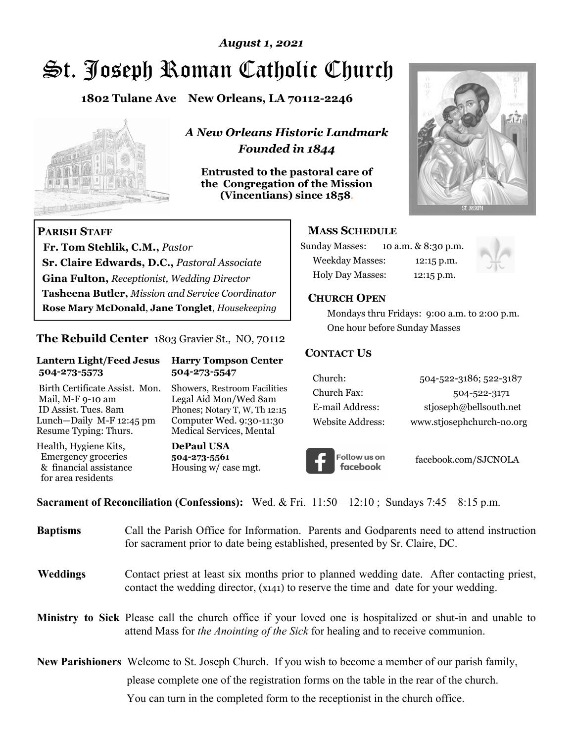*August 1, 2021*

# St. Joseph Roman Catholic Church

**1802 Tulane Ave New Orleans, LA 70112-2246**

***A New Orleans Historic Landmark***
***Founded in 1844***

**Entrusted to the pastoral care of the Congregation of the Mission (Vincentians) since 1858.**

## PARISH STAFF

**Fr. Tom Stehlik, C.M.,** *Pastor*
**Sr. Claire Edwards, D.C.,** *Pastoral Associate*
**Gina Fulton,** *Receptionist, Wedding Director*
**Tasheena Butler,** *Mission and Service Coordinator*
**Rose Mary McDonald**, **Jane Tonglet**, *Housekeeping*

## MASS SCHEDULE

| | |
|---|---|
| Sunday Masses: | 10 a.m. & 8:30 p.m. |
| Weekday Masses: | 12:15 p.m. |
| Holy Day Masses: | 12:15 p.m. |

## CHURCH OPEN

Mondays thru Fridays: 9:00 a.m. to 2:00 p.m.
One hour before Sunday Masses

## The Rebuild Center 1803 Gravier St., NO, 70112

**Lantern Light/Feed Jesus 504-273-5573**

Birth Certificate Assist. Mon.
Mail, M-F 9-10 am
ID Assist. Tues. 8am
Lunch—Daily M-F 12:45 pm
Resume Typing: Thurs.

Health, Hygiene Kits, Emergency groceries & financial assistance for area residents

**Harry Tompson Center 504-273-5547**

Showers, Restroom Facilities
Legal Aid Mon/Wed 8am
Phones; Notary T, W, Th 12:15
Computer Wed. 9:30-11:30
Medical Services, Mental

**DePaul USA 504-273-5561**
Housing w/ case mgt.

## CONTACT US

| | |
|---|---|
| Church: | 504-522-3186; 522-3187 |
| Church Fax: | 504-522-3171 |
| E-mail Address: | stjoseph@bellsouth.net |
| Website Address: | www.stjosephchurch-no.org |

Follow us on facebook — facebook.com/SJCNOLA

**Sacrament of Reconciliation (Confessions):** Wed. & Fri. 11:50—12:10 ; Sundays 7:45—8:15 p.m.

**Baptisms** Call the Parish Office for Information. Parents and Godparents need to attend instruction for sacrament prior to date being established, presented by Sr. Claire, DC.

**Weddings** Contact priest at least six months prior to planned wedding date. After contacting priest, contact the wedding director, (x141) to reserve the time and date for your wedding.

**Ministry to Sick** Please call the church office if your loved one is hospitalized or shut-in and unable to attend Mass for *the Anointing of the Sick* for healing and to receive communion.

**New Parishioners** Welcome to St. Joseph Church. If you wish to become a member of our parish family, please complete one of the registration forms on the table in the rear of the church. You can turn in the completed form to the receptionist in the church office.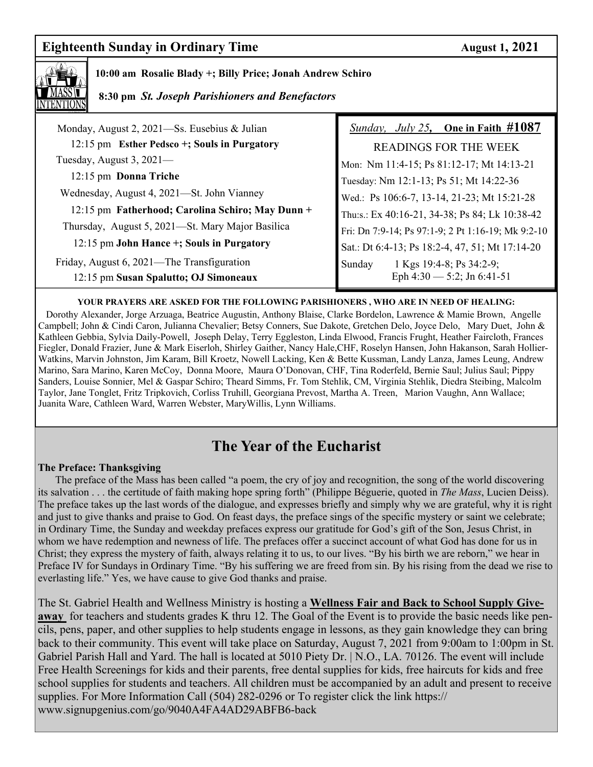## Eighteenth Sunday in Ordinary Time

**August 1, 2021**

MASS INTENTIONS

**10:00 am Rosalie Blady +; Billy Price; Jonah Andrew Schiro**

**8:30 pm** ***St. Joseph Parishioners and Benefactors***

Monday, August 2, 2021—Ss. Eusebius & Julian

12:15 pm **Esther Pedsco +; Souls in Purgatory**

Tuesday, August 3, 2021—

12:15 pm **Donna Triche**

Wednesday, August 4, 2021—St. John Vianney

12:15 pm **Fatherhood; Carolina Schiro; May Dunn +**

Thursday, August 5, 2021—St. Mary Major Basilica

12:15 pm **John Hance +; Souls in Purgatory**

Friday, August 6, 2021—The Transfiguration

12:15 pm **Susan Spalutto; OJ Simoneaux**

*Sunday, July 25,* **One in Faith #1087**

READINGS FOR THE WEEK

Mon: Nm 11:4-15; Ps 81:12-17; Mt 14:13-21

Tuesday: Nm 12:1-13; Ps 51; Mt 14:22-36

Wed.: Ps 106:6-7, 13-14, 21-23; Mt 15:21-28

Thu:s.: Ex 40:16-21, 34-38; Ps 84; Lk 10:38-42

Fri: Dn 7:9-14; Ps 97:1-9; 2 Pt 1:16-19; Mk 9:2-10

Sat.: Dt 6:4-13; Ps 18:2-4, 47, 51; Mt 17:14-20

Sunday 1 Kgs 19:4-8; Ps 34:2-9; Eph 4:30 — 5:2; Jn 6:41-51

**YOUR PRAYERS ARE ASKED FOR THE FOLLOWING PARISHIONERS , WHO ARE IN NEED OF HEALING:**

Dorothy Alexander, Jorge Arzuaga, Beatrice Augustin, Anthony Blaise, Clarke Bordelon, Lawrence & Mamie Brown, Angelle Campbell; John & Cindi Caron, Julianna Chevalier; Betsy Conners, Sue Dakote, Gretchen Delo, Joyce Delo, Mary Duet, John & Kathleen Gebbia, Sylvia Daily-Powell, Joseph Delay, Terry Eggleston, Linda Elwood, Francis Frught, Heather Faircloth, Frances Fiegler, Donald Frazier, June & Mark Eiserloh, Shirley Gaither, Nancy Hale,CHF, Roselyn Hansen, John Hakanson, Sarah Hollier-Watkins, Marvin Johnston, Jim Karam, Bill Kroetz, Nowell Lacking, Ken & Bette Kussman, Landy Lanza, James Leung, Andrew Marino, Sara Marino, Karen McCoy, Donna Moore, Maura O'Donovan, CHF, Tina Roderfeld, Bernie Saul; Julius Saul; Pippy Sanders, Louise Sonnier, Mel & Gaspar Schiro; Theard Simms, Fr. Tom Stehlik, CM, Virginia Stehlik, Diedra Steibing, Malcolm Taylor, Jane Tonglet, Fritz Tripkovich, Corliss Truhill, Georgiana Prevost, Martha A. Treen, Marion Vaughn, Ann Wallace; Juanita Ware, Cathleen Ward, Warren Webster, MaryWillis, Lynn Williams.

## The Year of the Eucharist

**The Preface: Thanksgiving**

The preface of the Mass has been called "a poem, the cry of joy and recognition, the song of the world discovering its salvation . . . the certitude of faith making hope spring forth" (Philippe Béguerie, quoted in *The Mass*, Lucien Deiss). The preface takes up the last words of the dialogue, and expresses briefly and simply why we are grateful, why it is right and just to give thanks and praise to God. On feast days, the preface sings of the specific mystery or saint we celebrate; in Ordinary Time, the Sunday and weekday prefaces express our gratitude for God's gift of the Son, Jesus Christ, in whom we have redemption and newness of life. The prefaces offer a succinct account of what God has done for us in Christ; they express the mystery of faith, always relating it to us, to our lives. "By his birth we are reborn," we hear in Preface IV for Sundays in Ordinary Time. "By his suffering we are freed from sin. By his rising from the dead we rise to everlasting life." Yes, we have cause to give God thanks and praise.

The St. Gabriel Health and Wellness Ministry is hosting a **Wellness Fair and Back to School Supply Give-away** for teachers and students grades K thru 12. The Goal of the Event is to provide the basic needs like pencils, pens, paper, and other supplies to help students engage in lessons, as they gain knowledge they can bring back to their community. This event will take place on Saturday, August 7, 2021 from 9:00am to 1:00pm in St. Gabriel Parish Hall and Yard. The hall is located at 5010 Piety Dr. | N.O., LA. 70126. The event will include Free Health Screenings for kids and their parents, free dental supplies for kids, free haircuts for kids and free school supplies for students and teachers. All children must be accompanied by an adult and present to receive supplies. For More Information Call (504) 282-0296 or To register click the link https://www.signupgenius.com/go/9040A4FA4AD29ABFB6-back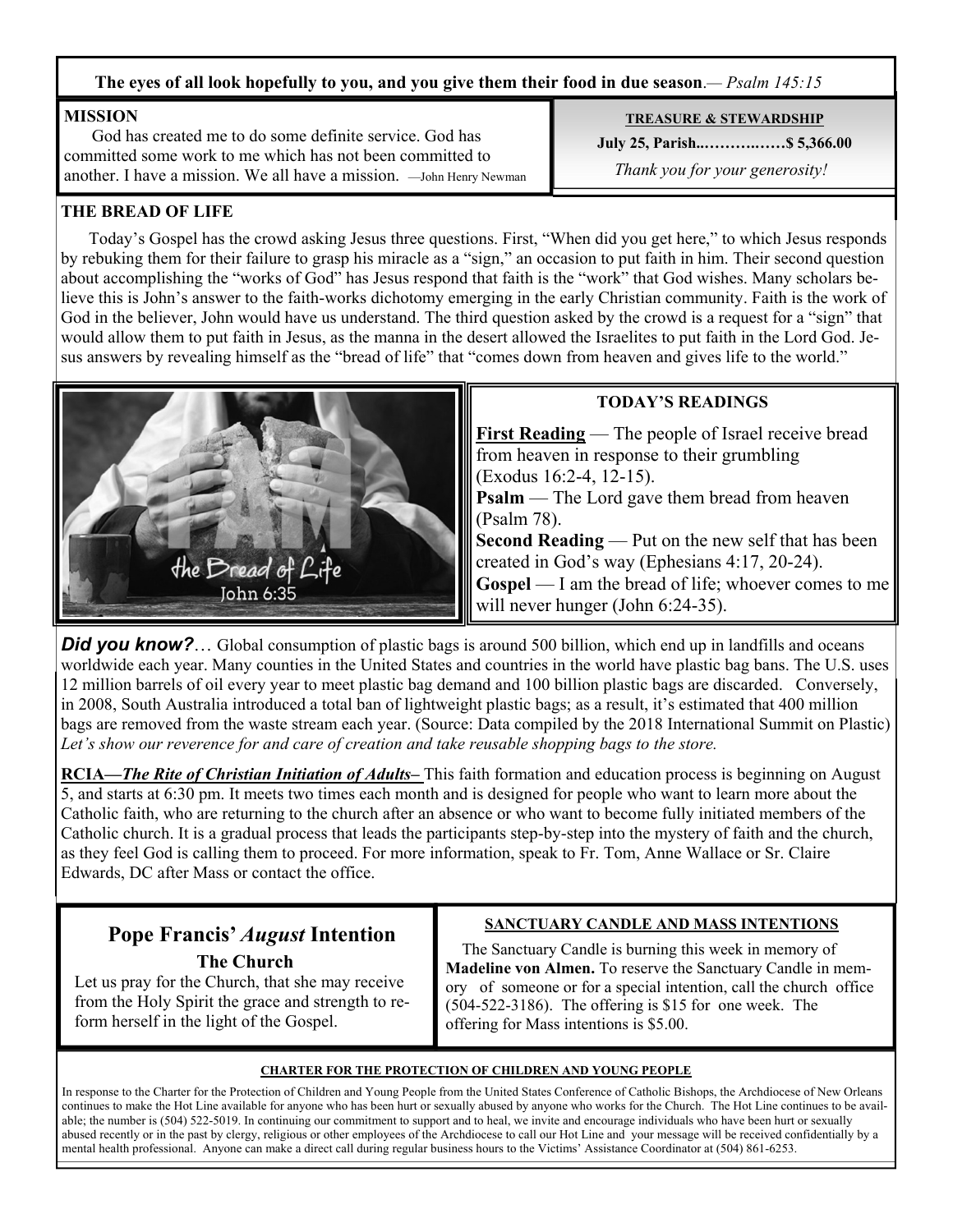**The eyes of all look hopefully to you, and you give them their food in due season**.— *Psalm 145:15*

**MISSION**

God has created me to do some definite service. God has committed some work to me which has not been committed to another. I have a mission. We all have a mission. —John Henry Newman

**TREASURE & STEWARDSHIP**

**July 25, Parish..………..……$ 5,366.00**

*Thank you for your generosity!*

**THE BREAD OF LIFE**

Today's Gospel has the crowd asking Jesus three questions. First, "When did you get here," to which Jesus responds by rebuking them for their failure to grasp his miracle as a "sign," an occasion to put faith in him. Their second question about accomplishing the "works of God" has Jesus respond that faith is the "work" that God wishes. Many scholars believe this is John's answer to the faith-works dichotomy emerging in the early Christian community. Faith is the work of God in the believer, John would have us understand. The third question asked by the crowd is a request for a "sign" that would allow them to put faith in Jesus, as the manna in the desert allowed the Israelites to put faith in the Lord God. Jesus answers by revealing himself as the "bread of life" that "comes down from heaven and gives life to the world."

I AM the Bread of Life
John 6:35

**TODAY'S READINGS**

**First Reading** — The people of Israel receive bread from heaven in response to their grumbling (Exodus 16:2-4, 12-15).
**Psalm** — The Lord gave them bread from heaven (Psalm 78).
**Second Reading** — Put on the new self that has been created in God's way (Ephesians 4:17, 20-24).
**Gospel** — I am the bread of life; whoever comes to me will never hunger (John 6:24-35).

***Did you know?***… Global consumption of plastic bags is around 500 billion, which end up in landfills and oceans worldwide each year. Many counties in the United States and countries in the world have plastic bag bans. The U.S. uses 12 million barrels of oil every year to meet plastic bag demand and 100 billion plastic bags are discarded. Conversely, in 2008, South Australia introduced a total ban of lightweight plastic bags; as a result, it's estimated that 400 million bags are removed from the waste stream each year. (Source: Data compiled by the 2018 International Summit on Plastic) *Let's show our reverence for and care of creation and take reusable shopping bags to the store.*

**RCIA—*The Rite of Christian Initiation of Adults–*** This faith formation and education process is beginning on August 5, and starts at 6:30 pm. It meets two times each month and is designed for people who want to learn more about the Catholic faith, who are returning to the church after an absence or who want to become fully initiated members of the Catholic church. It is a gradual process that leads the participants step-by-step into the mystery of faith and the church, as they feel God is calling them to proceed. For more information, speak to Fr. Tom, Anne Wallace or Sr. Claire Edwards, DC after Mass or contact the office.

## Pope Francis' *August* Intention

**The Church**

Let us pray for the Church, that she may receive from the Holy Spirit the grace and strength to reform herself in the light of the Gospel.

**SANCTUARY CANDLE AND MASS INTENTIONS**

The Sanctuary Candle is burning this week in memory of **Madeline von Almen.** To reserve the Sanctuary Candle in memory of someone or for a special intention, call the church office (504-522-3186). The offering is $15 for one week. The offering for Mass intentions is $5.00.

**CHARTER FOR THE PROTECTION OF CHILDREN AND YOUNG PEOPLE**

In response to the Charter for the Protection of Children and Young People from the United States Conference of Catholic Bishops, the Archdiocese of New Orleans continues to make the Hot Line available for anyone who has been hurt or sexually abused by anyone who works for the Church. The Hot Line continues to be available; the number is (504) 522-5019. In continuing our commitment to support and to heal, we invite and encourage individuals who have been hurt or sexually abused recently or in the past by clergy, religious or other employees of the Archdiocese to call our Hot Line and your message will be received confidentially by a mental health professional. Anyone can make a direct call during regular business hours to the Victims' Assistance Coordinator at (504) 861-6253.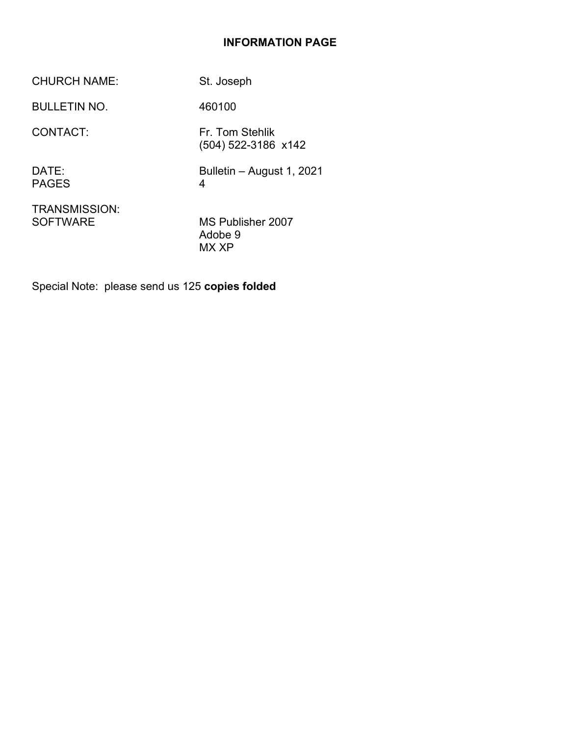## INFORMATION PAGE

| | |
|---|---|
| CHURCH NAME: | St. Joseph |
| BULLETIN NO. | 460100 |
| CONTACT: | Fr. Tom Stehlik<br>(504) 522-3186 x142 |
| DATE: | Bulletin – August 1, 2021 |
| PAGES | 4 |
| TRANSMISSION:<br>SOFTWARE | MS Publisher 2007<br>Adobe 9<br>MX XP |

Special Note: please send us 125 **copies folded**